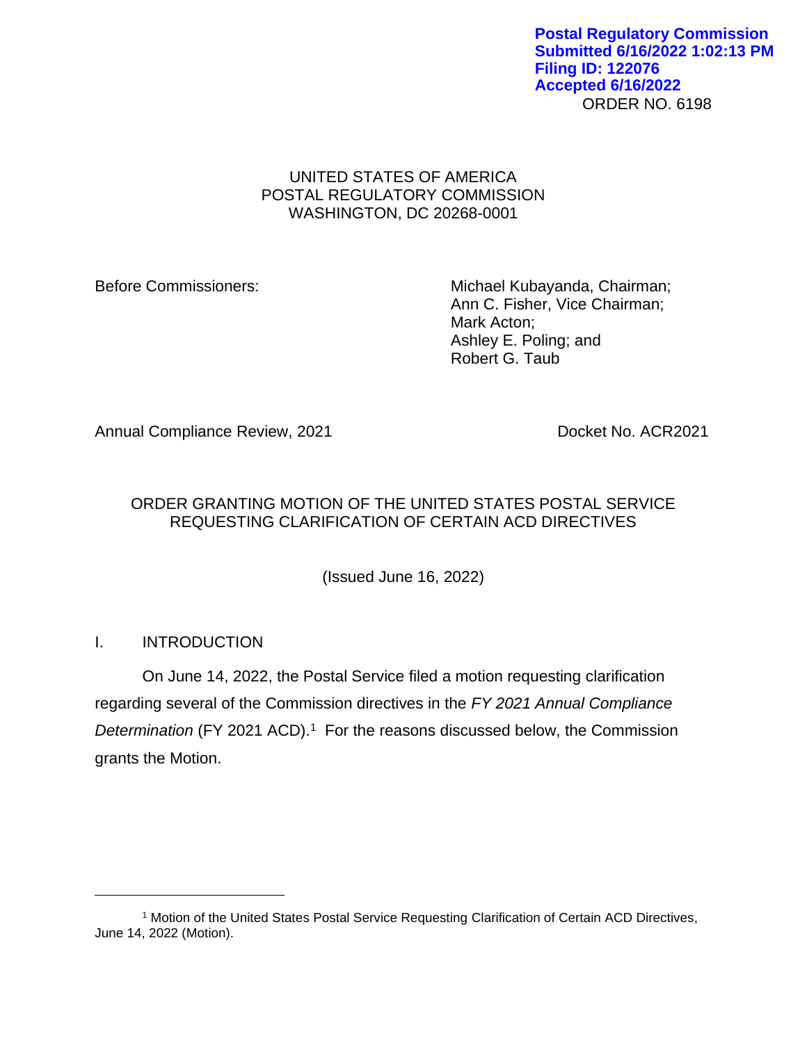Postal Regulatory Commission
Submitted 6/16/2022 1:02:13 PM
Filing ID: 122076
Accepted 6/16/2022

ORDER NO. 6198

UNITED STATES OF AMERICA
POSTAL REGULATORY COMMISSION
WASHINGTON, DC 20268-0001

Before Commissioners:

Michael Kubayanda, Chairman;
Ann C. Fisher, Vice Chairman;
Mark Acton;
Ashley E. Poling; and
Robert G. Taub

Annual Compliance Review, 2021 — Docket No. ACR2021

ORDER GRANTING MOTION OF THE UNITED STATES POSTAL SERVICE REQUESTING CLARIFICATION OF CERTAIN ACD DIRECTIVES

(Issued June 16, 2022)

## I. INTRODUCTION

On June 14, 2022, the Postal Service filed a motion requesting clarification regarding several of the Commission directives in the *FY 2021 Annual Compliance Determination* (FY 2021 ACD).[1] For the reasons discussed below, the Commission grants the Motion.

[1] Motion of the United States Postal Service Requesting Clarification of Certain ACD Directives, June 14, 2022 (Motion).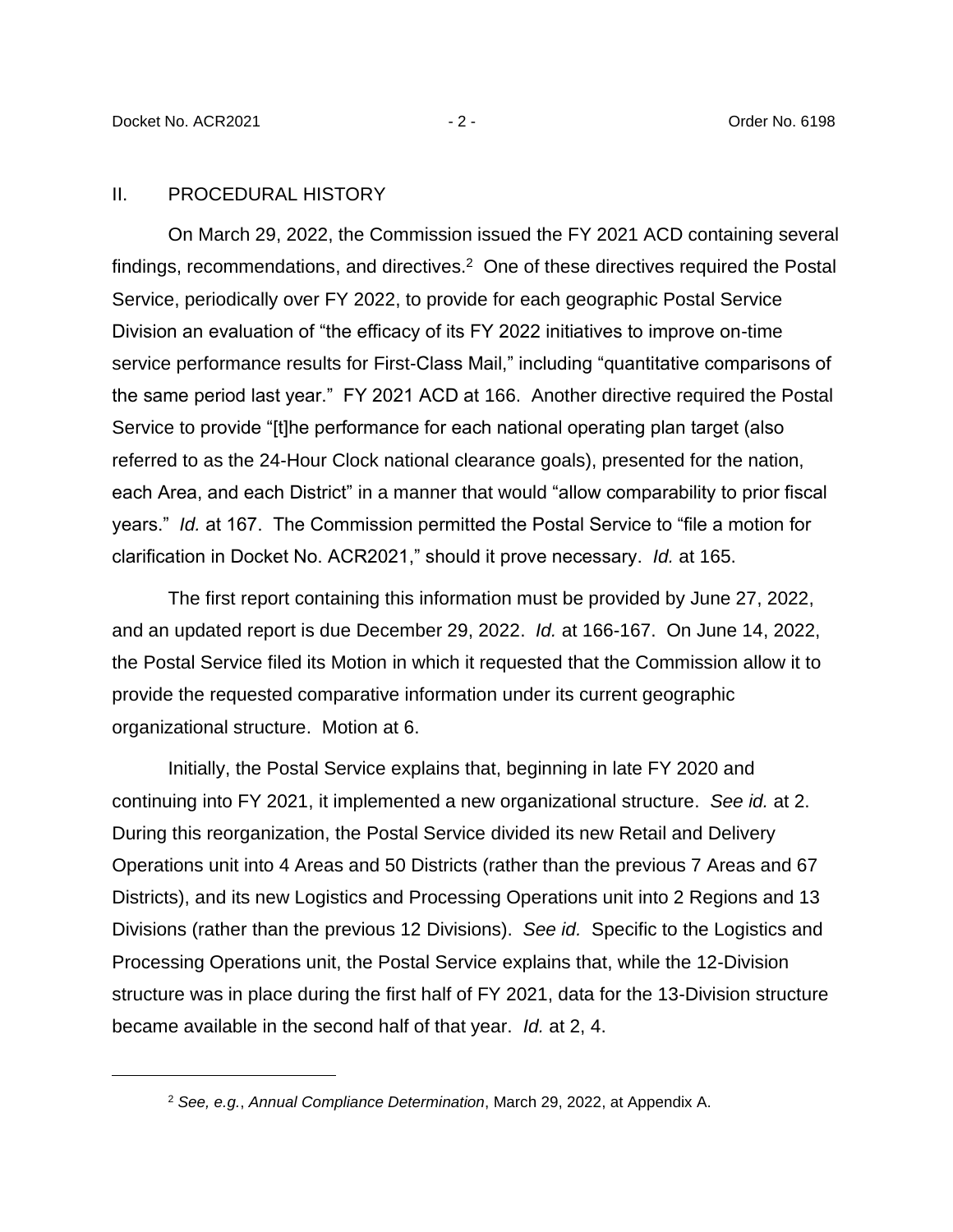## II. PROCEDURAL HISTORY

On March 29, 2022, the Commission issued the FY 2021 ACD containing several findings, recommendations, and directives.[2] One of these directives required the Postal Service, periodically over FY 2022, to provide for each geographic Postal Service Division an evaluation of "the efficacy of its FY 2022 initiatives to improve on-time service performance results for First-Class Mail," including "quantitative comparisons of the same period last year." FY 2021 ACD at 166. Another directive required the Postal Service to provide "[t]he performance for each national operating plan target (also referred to as the 24-Hour Clock national clearance goals), presented for the nation, each Area, and each District" in a manner that would "allow comparability to prior fiscal years." *Id.* at 167. The Commission permitted the Postal Service to "file a motion for clarification in Docket No. ACR2021," should it prove necessary. *Id.* at 165.

The first report containing this information must be provided by June 27, 2022, and an updated report is due December 29, 2022. *Id.* at 166-167. On June 14, 2022, the Postal Service filed its Motion in which it requested that the Commission allow it to provide the requested comparative information under its current geographic organizational structure. Motion at 6.

Initially, the Postal Service explains that, beginning in late FY 2020 and continuing into FY 2021, it implemented a new organizational structure. *See id.* at 2. During this reorganization, the Postal Service divided its new Retail and Delivery Operations unit into 4 Areas and 50 Districts (rather than the previous 7 Areas and 67 Districts), and its new Logistics and Processing Operations unit into 2 Regions and 13 Divisions (rather than the previous 12 Divisions). *See id.* Specific to the Logistics and Processing Operations unit, the Postal Service explains that, while the 12-Division structure was in place during the first half of FY 2021, data for the 13-Division structure became available in the second half of that year. *Id.* at 2, 4.

[2] *See, e.g.*, *Annual Compliance Determination*, March 29, 2022, at Appendix A.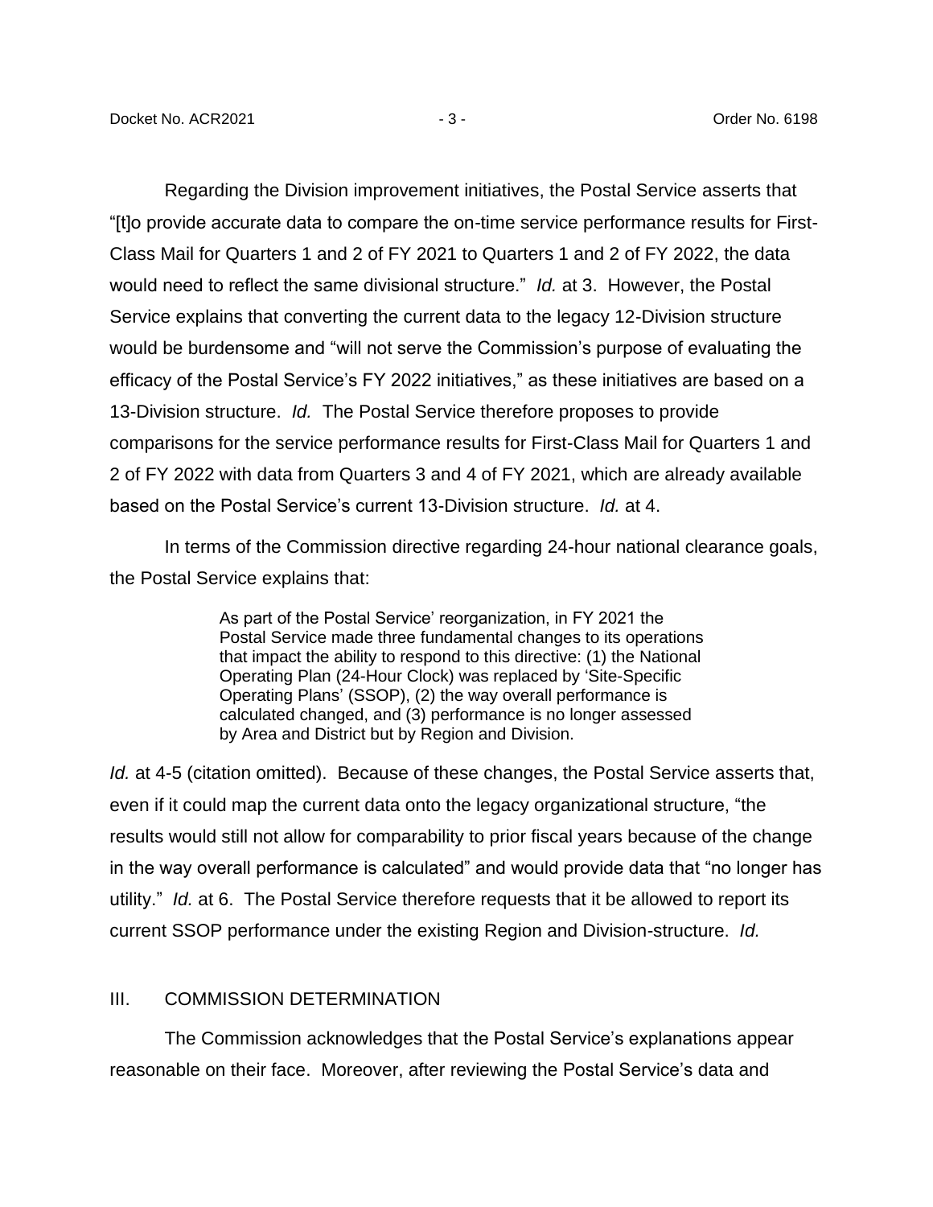Regarding the Division improvement initiatives, the Postal Service asserts that "[t]o provide accurate data to compare the on-time service performance results for First-Class Mail for Quarters 1 and 2 of FY 2021 to Quarters 1 and 2 of FY 2022, the data would need to reflect the same divisional structure." *Id.* at 3. However, the Postal Service explains that converting the current data to the legacy 12-Division structure would be burdensome and "will not serve the Commission's purpose of evaluating the efficacy of the Postal Service's FY 2022 initiatives," as these initiatives are based on a 13-Division structure. *Id.* The Postal Service therefore proposes to provide comparisons for the service performance results for First-Class Mail for Quarters 1 and 2 of FY 2022 with data from Quarters 3 and 4 of FY 2021, which are already available based on the Postal Service's current 13-Division structure. *Id.* at 4.

In terms of the Commission directive regarding 24-hour national clearance goals, the Postal Service explains that:

> As part of the Postal Service' reorganization, in FY 2021 the Postal Service made three fundamental changes to its operations that impact the ability to respond to this directive: (1) the National Operating Plan (24-Hour Clock) was replaced by 'Site-Specific Operating Plans' (SSOP), (2) the way overall performance is calculated changed, and (3) performance is no longer assessed by Area and District but by Region and Division.

*Id.* at 4-5 (citation omitted). Because of these changes, the Postal Service asserts that, even if it could map the current data onto the legacy organizational structure, "the results would still not allow for comparability to prior fiscal years because of the change in the way overall performance is calculated" and would provide data that "no longer has utility." *Id.* at 6. The Postal Service therefore requests that it be allowed to report its current SSOP performance under the existing Region and Division-structure. *Id.*

## III. COMMISSION DETERMINATION

The Commission acknowledges that the Postal Service's explanations appear reasonable on their face. Moreover, after reviewing the Postal Service's data and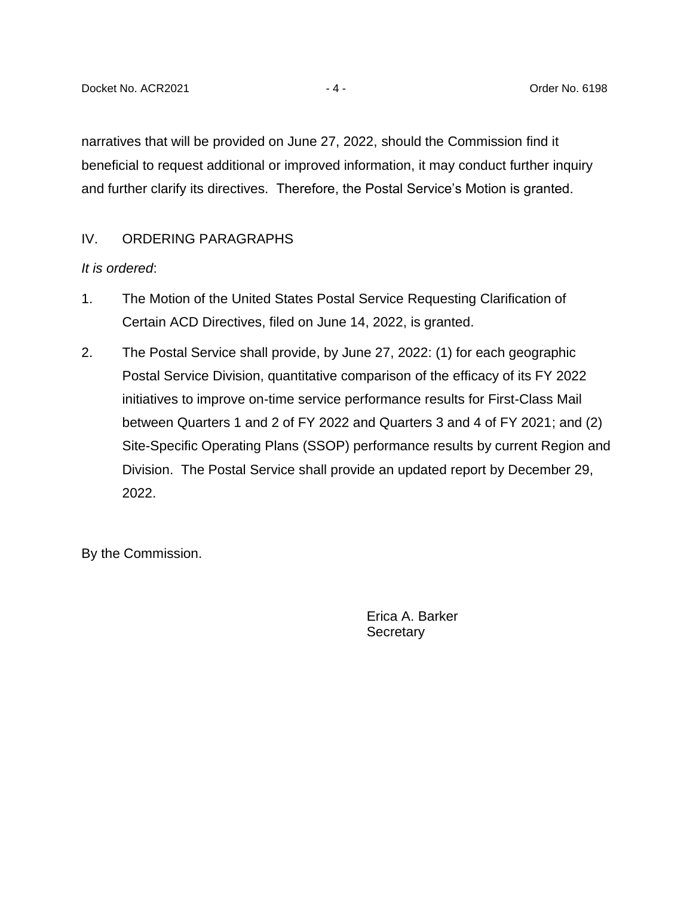narratives that will be provided on June 27, 2022, should the Commission find it beneficial to request additional or improved information, it may conduct further inquiry and further clarify its directives. Therefore, the Postal Service's Motion is granted.

## IV. ORDERING PARAGRAPHS

*It is ordered*:

1. The Motion of the United States Postal Service Requesting Clarification of Certain ACD Directives, filed on June 14, 2022, is granted.
2. The Postal Service shall provide, by June 27, 2022: (1) for each geographic Postal Service Division, quantitative comparison of the efficacy of its FY 2022 initiatives to improve on-time service performance results for First-Class Mail between Quarters 1 and 2 of FY 2022 and Quarters 3 and 4 of FY 2021; and (2) Site-Specific Operating Plans (SSOP) performance results by current Region and Division. The Postal Service shall provide an updated report by December 29, 2022.

By the Commission.

Erica A. Barker
Secretary